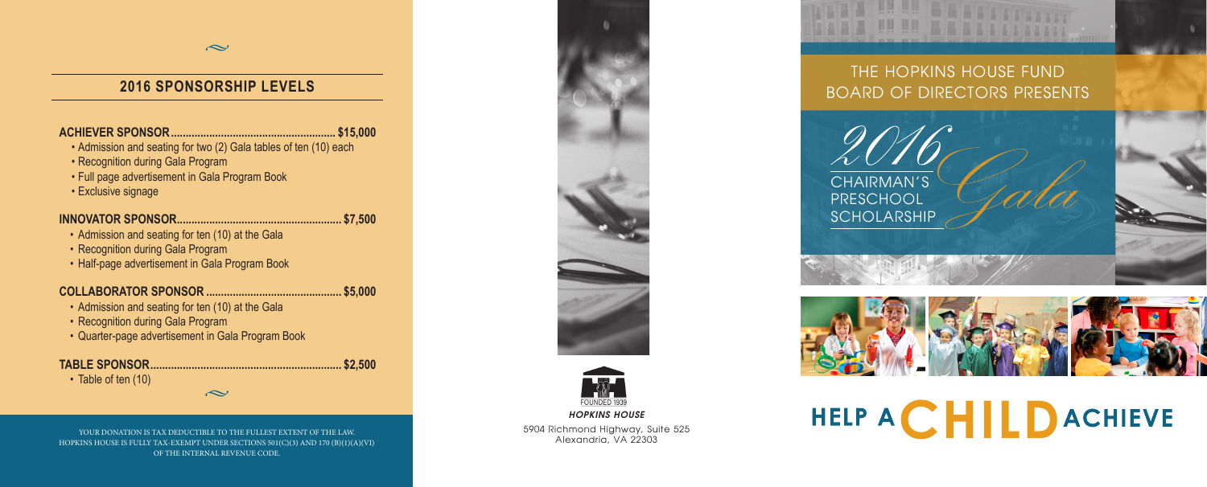## 2016 SPONSORSHIP LEVELS

**ACHIEVER SPONSOR........................................................ $15,000**

- Admission and seating for two (2) Gala tables of ten (10) each
- Recognition during Gala Program
- Full page advertisement in Gala Program Book
- Exclusive signage

**INNOVATOR SPONSOR........................................................ $7,500**

- Admission and seating for ten (10) at the Gala
- Recognition during Gala Program
- Half-page advertisement in Gala Program Book

**COLLABORATOR SPONSOR .............................................. $5,000**

- Admission and seating for ten (10) at the Gala
- Recognition during Gala Program
- Quarter-page advertisement in Gala Program Book

**TABLE SPONSOR................................................................. $2,500**

- Table of ten (10)

YOUR DONATION IS TAX DEDUCTIBLE TO THE FULLEST EXTENT OF THE LAW. HOPKINS HOUSE IS FULLY TAX-EXEMPT UNDER SECTIONS 501(C)(3) AND 170 (B)(1)(A)(VI) OF THE INTERNAL REVENUE CODE.

FOUNDED 1939

*HOPKINS HOUSE*

5904 Richmond Highway, Suite 525
Alexandria, VA 22303

# THE HOPKINS HOUSE FUND BOARD OF DIRECTORS PRESENTS

# 2016 CHAIRMAN'S PRESCHOOL SCHOLARSHIP *Gala*

# HELP A CHILD ACHIEVE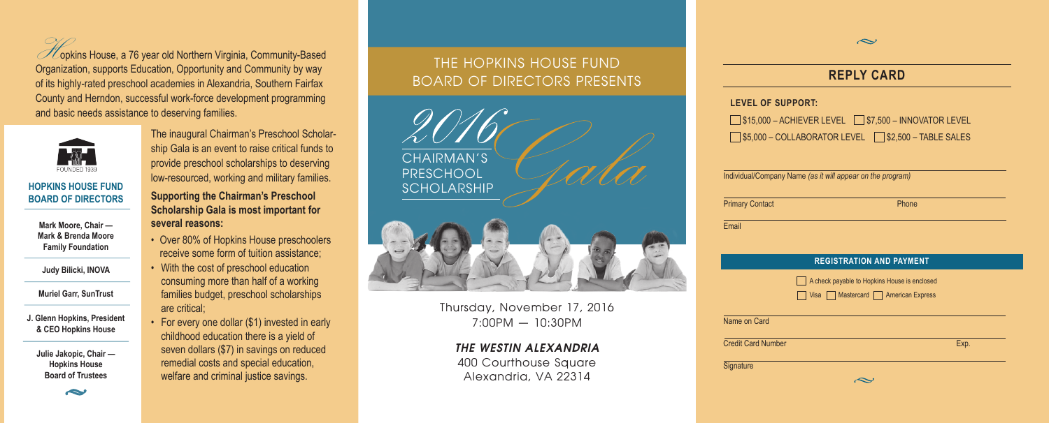Hopkins House, a 76 year old Northern Virginia, Community-Based Organization, supports Education, Opportunity and Community by way of its highly-rated preschool academies in Alexandria, Southern Fairfax County and Herndon, successful work-force development programming and basic needs assistance to deserving families.

FOUNDED 1939

### HOPKINS HOUSE FUND BOARD OF DIRECTORS

**Mark Moore, Chair — Mark & Brenda Moore Family Foundation**

**Judy Bilicki, INOVA**

**Muriel Garr, SunTrust**

**J. Glenn Hopkins, President & CEO Hopkins House**

**Julie Jakopic, Chair — Hopkins House Board of Trustees**

The inaugural Chairman's Preschool Scholarship Gala is an event to raise critical funds to provide preschool scholarships to deserving low-resourced, working and military families.

**Supporting the Chairman's Preschool Scholarship Gala is most important for several reasons:**

- Over 80% of Hopkins House preschoolers receive some form of tuition assistance;
- With the cost of preschool education consuming more than half of a working families budget, preschool scholarships are critical;
- For every one dollar ($1) invested in early childhood education there is a yield of seven dollars ($7) in savings on reduced remedial costs and special education, welfare and criminal justice savings.

## THE HOPKINS HOUSE FUND BOARD OF DIRECTORS PRESENTS

# 2016 CHAIRMAN'S PRESCHOOL SCHOLARSHIP *Gala*

Thursday, November 17, 2016
7:00PM — 10:30PM

***THE WESTIN ALEXANDRIA***
400 Courthouse Square
Alexandria, VA 22314

## REPLY CARD

**LEVEL OF SUPPORT:**

- [ ] $15,000 – ACHIEVER LEVEL
- [ ] $7,500 – INNOVATOR LEVEL
- [ ] $5,000 – COLLABORATOR LEVEL
- [ ] $2,500 – TABLE SALES

Individual/Company Name *(as it will appear on the program)*

Primary Contact          Phone

Email

**REGISTRATION AND PAYMENT**

- [ ] A check payable to Hopkins House is enclosed
- [ ] Visa [ ] Mastercard [ ] American Express

Name on Card

Credit Card Number          Exp.

Signature